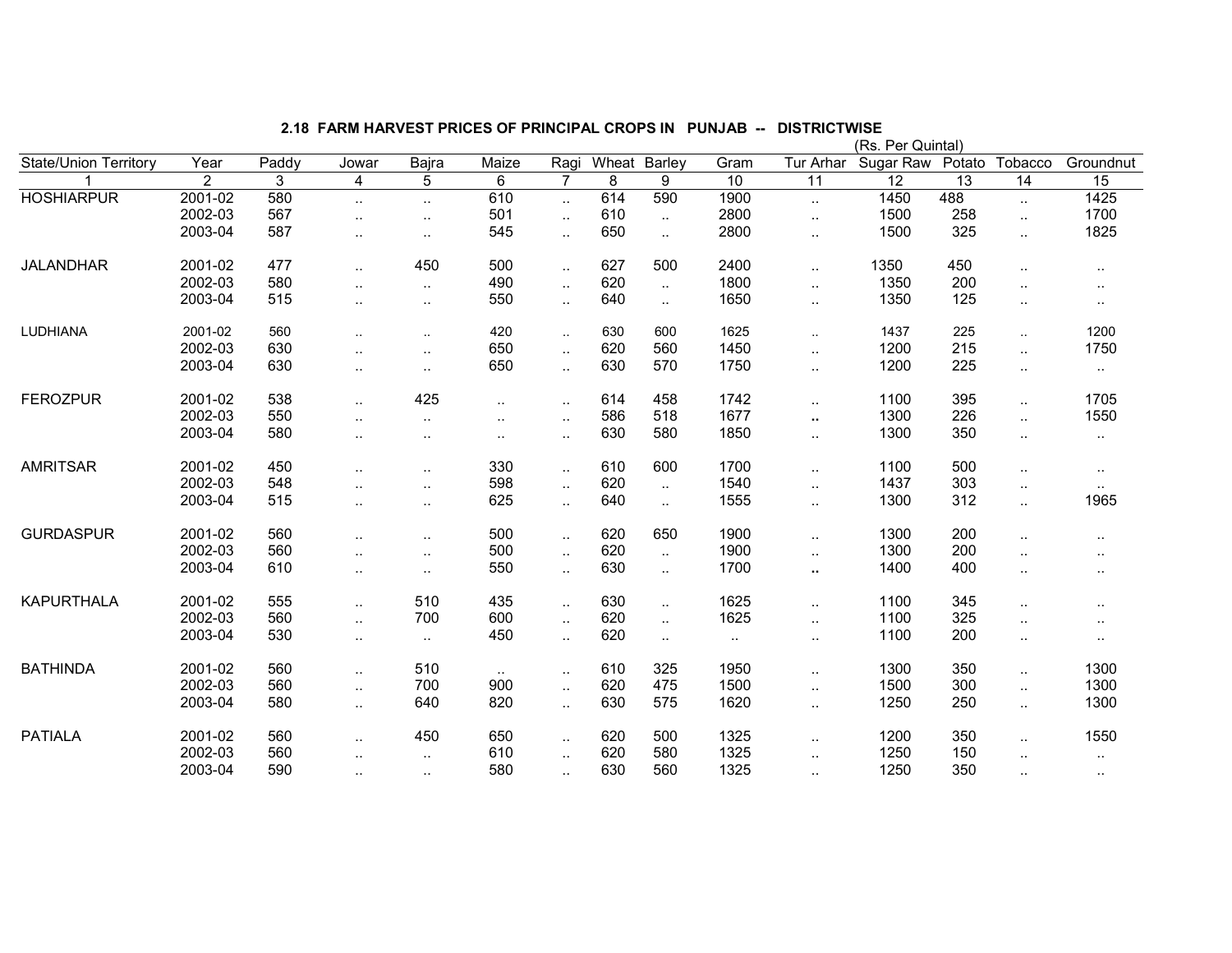**2.18 FARM HARVEST PRICES OF PRINCIPAL CROPS IN PUNJAB -- DISTRICTWISE**

(Rs. Per Quintal)

| State/Union Territory | Year | Paddy | Jowar | Bajra | Maize | Ragi | Wheat | Barley | Gram | Tur Arhar | Sugar Raw | Potato | Tobacco | Groundnut |
|---|---|---|---|---|---|---|---|---|---|---|---|---|---|---|
| 1 | 2 | 3 | 4 | 5 | 6 | 7 | 8 | 9 | 10 | 11 | 12 | 13 | 14 | 15 |
| HOSHIARPUR | 2001-02 | 580 | .. | .. | 610 | .. | 614 | 590 | 1900 | .. | 1450 | 488 | .. | 1425 |
| | 2002-03 | 567 | .. | .. | 501 | .. | 610 | .. | 2800 | .. | 1500 | 258 | .. | 1700 |
| | 2003-04 | 587 | .. | .. | 545 | .. | 650 | .. | 2800 | .. | 1500 | 325 | .. | 1825 |
| JALANDHAR | 2001-02 | 477 | .. | 450 | 500 | .. | 627 | 500 | 2400 | .. | 1350 | 450 | .. | .. |
| | 2002-03 | 580 | .. | .. | 490 | .. | 620 | .. | 1800 | .. | 1350 | 200 | .. | .. |
| | 2003-04 | 515 | .. | .. | 550 | .. | 640 | .. | 1650 | .. | 1350 | 125 | .. | .. |
| LUDHIANA | 2001-02 | 560 | .. | .. | 420 | .. | 630 | 600 | 1625 | .. | 1437 | 225 | .. | 1200 |
| | 2002-03 | 630 | .. | .. | 650 | .. | 620 | 560 | 1450 | .. | 1200 | 215 | .. | 1750 |
| | 2003-04 | 630 | .. | .. | 650 | .. | 630 | 570 | 1750 | .. | 1200 | 225 | .. | .. |
| FEROZPUR | 2001-02 | 538 | .. | 425 | .. | .. | 614 | 458 | 1742 | .. | 1100 | 395 | .. | 1705 |
| | 2002-03 | 550 | .. | .. | .. | .. | 586 | 518 | 1677 | .. | 1300 | 226 | .. | 1550 |
| | 2003-04 | 580 | .. | .. | .. | .. | 630 | 580 | 1850 | .. | 1300 | 350 | .. | .. |
| AMRITSAR | 2001-02 | 450 | .. | .. | 330 | .. | 610 | 600 | 1700 | .. | 1100 | 500 | .. | .. |
| | 2002-03 | 548 | .. | .. | 598 | .. | 620 | .. | 1540 | .. | 1437 | 303 | .. | .. |
| | 2003-04 | 515 | .. | .. | 625 | .. | 640 | .. | 1555 | .. | 1300 | 312 | .. | 1965 |
| GURDASPUR | 2001-02 | 560 | .. | .. | 500 | .. | 620 | 650 | 1900 | .. | 1300 | 200 | .. | .. |
| | 2002-03 | 560 | .. | .. | 500 | .. | 620 | .. | 1900 | .. | 1300 | 200 | .. | .. |
| | 2003-04 | 610 | .. | .. | 550 | .. | 630 | .. | 1700 | .. | 1400 | 400 | .. | .. |
| KAPURTHALA | 2001-02 | 555 | .. | 510 | 435 | .. | 630 | .. | 1625 | .. | 1100 | 345 | .. | .. |
| | 2002-03 | 560 | .. | 700 | 600 | .. | 620 | .. | 1625 | .. | 1100 | 325 | .. | .. |
| | 2003-04 | 530 | .. | .. | 450 | .. | 620 | .. | .. | .. | 1100 | 200 | .. | .. |
| BATHINDA | 2001-02 | 560 | .. | 510 | .. | .. | 610 | 325 | 1950 | .. | 1300 | 350 | .. | 1300 |
| | 2002-03 | 560 | .. | 700 | 900 | .. | 620 | 475 | 1500 | .. | 1500 | 300 | .. | 1300 |
| | 2003-04 | 580 | .. | 640 | 820 | .. | 630 | 575 | 1620 | .. | 1250 | 250 | .. | 1300 |
| PATIALA | 2001-02 | 560 | .. | 450 | 650 | .. | 620 | 500 | 1325 | .. | 1200 | 350 | .. | 1550 |
| | 2002-03 | 560 | .. | .. | 610 | .. | 620 | 580 | 1325 | .. | 1250 | 150 | .. | .. |
| | 2003-04 | 590 | .. | .. | 580 | .. | 630 | 560 | 1325 | .. | 1250 | 350 | .. | .. |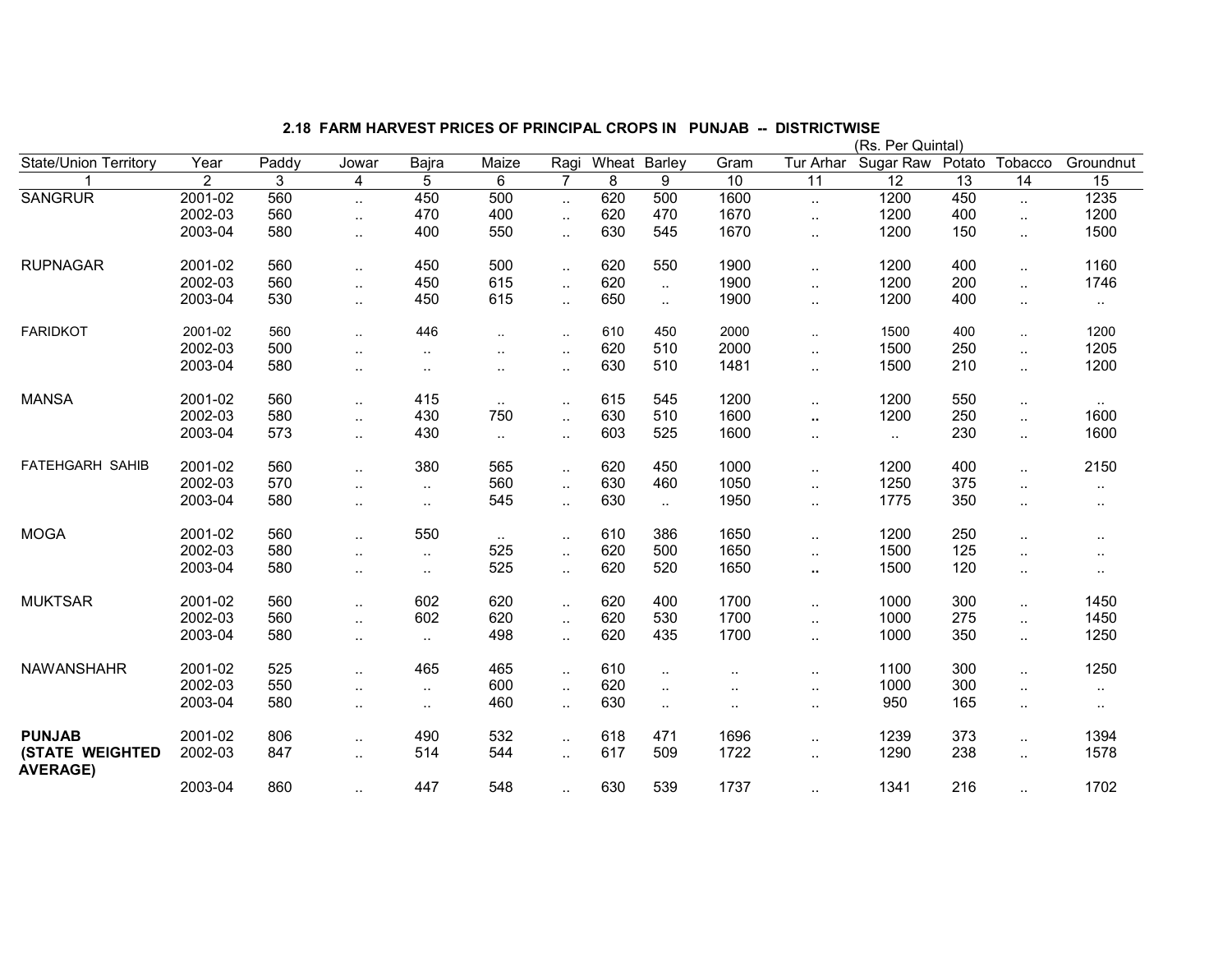## 2.18 FARM HARVEST PRICES OF PRINCIPAL CROPS IN PUNJAB -- DISTRICTWISE

(Rs. Per Quintal)

| State/Union Territory | Year | Paddy | Jowar | Bajra | Maize | Ragi | Wheat | Barley | Gram | Tur Arhar | Sugar Raw | Potato | Tobacco | Groundnut |
|---|---|---|---|---|---|---|---|---|---|---|---|---|---|---|
| 1 | 2 | 3 | 4 | 5 | 6 | 7 | 8 | 9 | 10 | 11 | 12 | 13 | 14 | 15 |
| SANGRUR | 2001-02 | 560 | .. | 450 | 500 | .. | 620 | 500 | 1600 | .. | 1200 | 450 | .. | 1235 |
| | 2002-03 | 560 | .. | 470 | 400 | .. | 620 | 470 | 1670 | .. | 1200 | 400 | .. | 1200 |
| | 2003-04 | 580 | .. | 400 | 550 | .. | 630 | 545 | 1670 | .. | 1200 | 150 | .. | 1500 |
| RUPNAGAR | 2001-02 | 560 | .. | 450 | 500 | .. | 620 | 550 | 1900 | .. | 1200 | 400 | .. | 1160 |
| | 2002-03 | 560 | .. | 450 | 615 | .. | 620 | .. | 1900 | .. | 1200 | 200 | .. | 1746 |
| | 2003-04 | 530 | .. | 450 | 615 | .. | 650 | .. | 1900 | .. | 1200 | 400 | .. | .. |
| FARIDKOT | 2001-02 | 560 | .. | 446 | .. | .. | 610 | 450 | 2000 | .. | 1500 | 400 | .. | 1200 |
| | 2002-03 | 500 | .. | .. | .. | .. | 620 | 510 | 2000 | .. | 1500 | 250 | .. | 1205 |
| | 2003-04 | 580 | .. | .. | .. | .. | 630 | 510 | 1481 | .. | 1500 | 210 | .. | 1200 |
| MANSA | 2001-02 | 560 | .. | 415 | .. | .. | 615 | 545 | 1200 | .. | 1200 | 550 | .. | .. |
| | 2002-03 | 580 | .. | 430 | 750 | .. | 630 | 510 | 1600 | .. | 1200 | 250 | .. | 1600 |
| | 2003-04 | 573 | .. | 430 | .. | .. | 603 | 525 | 1600 | .. | .. | 230 | .. | 1600 |
| FATEHGARH SAHIB | 2001-02 | 560 | .. | 380 | 565 | .. | 620 | 450 | 1000 | .. | 1200 | 400 | .. | 2150 |
| | 2002-03 | 570 | .. | .. | 560 | .. | 630 | 460 | 1050 | .. | 1250 | 375 | .. | .. |
| | 2003-04 | 580 | .. | .. | 545 | .. | 630 | .. | 1950 | .. | 1775 | 350 | .. | .. |
| MOGA | 2001-02 | 560 | .. | 550 | .. | .. | 610 | 386 | 1650 | .. | 1200 | 250 | .. | .. |
| | 2002-03 | 580 | .. | .. | 525 | .. | 620 | 500 | 1650 | .. | 1500 | 125 | .. | .. |
| | 2003-04 | 580 | .. | .. | 525 | .. | 620 | 520 | 1650 | .. | 1500 | 120 | .. | .. |
| MUKTSAR | 2001-02 | 560 | .. | 602 | 620 | .. | 620 | 400 | 1700 | .. | 1000 | 300 | .. | 1450 |
| | 2002-03 | 560 | .. | 602 | 620 | .. | 620 | 530 | 1700 | .. | 1000 | 275 | .. | 1450 |
| | 2003-04 | 580 | .. | .. | 498 | .. | 620 | 435 | 1700 | .. | 1000 | 350 | .. | 1250 |
| NAWANSHAHR | 2001-02 | 525 | .. | 465 | 465 | .. | 610 | .. | .. | .. | 1100 | 300 | .. | 1250 |
| | 2002-03 | 550 | .. | .. | 600 | .. | 620 | .. | .. | .. | 1000 | 300 | .. | .. |
| | 2003-04 | 580 | .. | .. | 460 | .. | 630 | .. | .. | .. | 950 | 165 | .. | .. |
| **PUNJAB (STATE WEIGHTED AVERAGE)** | 2001-02 | 806 | .. | 490 | 532 | .. | 618 | 471 | 1696 | .. | 1239 | 373 | .. | 1394 |
| | 2002-03 | 847 | .. | 514 | 544 | .. | 617 | 509 | 1722 | .. | 1290 | 238 | .. | 1578 |
| | 2003-04 | 860 | .. | 447 | 548 | .. | 630 | 539 | 1737 | .. | 1341 | 216 | .. | 1702 |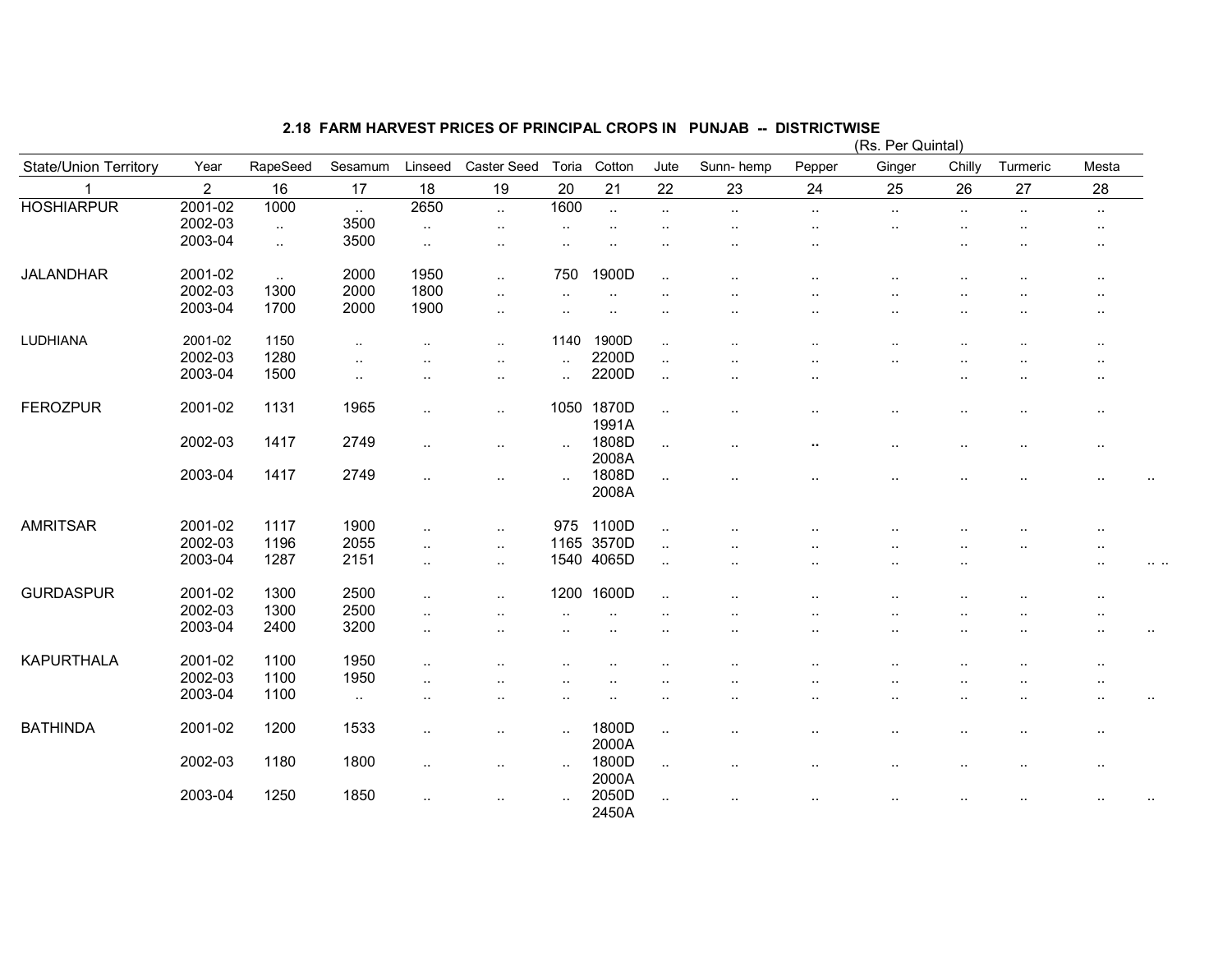## 2.18 FARM HARVEST PRICES OF PRINCIPAL CROPS IN PUNJAB -- DISTRICTWISE

(Rs. Per Quintal)

| State/Union Territory | Year | RapeSeed | Sesamum | Linseed | Caster Seed | Toria | Cotton | Jute | Sunn- hemp | Pepper | Ginger | Chilly | Turmeric | Mesta |
|---|---|---|---|---|---|---|---|---|---|---|---|---|---|---|
| 1 | 2 | 16 | 17 | 18 | 19 | 20 | 21 | 22 | 23 | 24 | 25 | 26 | 27 | 28 |
| HOSHIARPUR | 2001-02 | 1000 | .. | 2650 | .. | 1600 | .. | .. | .. | .. | .. | .. | .. | .. |
| | 2002-03 | .. | 3500 | .. | .. | .. | .. | .. | .. | .. | .. | .. | .. | .. |
| | 2003-04 | .. | 3500 | .. | .. | .. | .. | .. | .. | .. | | .. | .. | .. |
| JALANDHAR | 2001-02 | .. | 2000 | 1950 | .. | 750 | 1900D | .. | .. | .. | .. | .. | .. | .. |
| | 2002-03 | 1300 | 2000 | 1800 | .. | .. | .. | .. | .. | .. | .. | .. | .. | .. |
| | 2003-04 | 1700 | 2000 | 1900 | .. | .. | .. | .. | .. | .. | .. | .. | .. | .. |
| LUDHIANA | 2001-02 | 1150 | .. | .. | .. | 1140 | 1900D | .. | .. | .. | .. | .. | .. | .. |
| | 2002-03 | 1280 | .. | .. | .. | .. | 2200D | .. | .. | .. | .. | .. | .. | .. |
| | 2003-04 | 1500 | .. | .. | .. | .. | 2200D | .. | .. | .. | | .. | .. | .. |
| FEROZPUR | 2001-02 | 1131 | 1965 | .. | .. | 1050 | 1870D 1991A | .. | .. | .. | .. | .. | .. | .. |
| | 2002-03 | 1417 | 2749 | .. | .. | .. | 1808D 2008A | .. | .. | .. | .. | .. | .. | .. |
| | 2003-04 | 1417 | 2749 | .. | .. | .. | 1808D 2008A | .. | .. | .. | .. | .. | .. | .. .. |
| AMRITSAR | 2001-02 | 1117 | 1900 | .. | .. | 975 | 1100D | .. | .. | .. | .. | .. | .. | .. |
| | 2002-03 | 1196 | 2055 | .. | .. | 1165 | 3570D | .. | .. | .. | .. | .. | .. | .. |
| | 2003-04 | 1287 | 2151 | .. | .. | 1540 | 4065D | .. | .. | .. | .. | .. | | .. .. .. |
| GURDASPUR | 2001-02 | 1300 | 2500 | .. | .. | 1200 | 1600D | .. | .. | .. | .. | .. | .. | .. |
| | 2002-03 | 1300 | 2500 | .. | .. | .. | .. | .. | .. | .. | .. | .. | .. | .. |
| | 2003-04 | 2400 | 3200 | .. | .. | .. | .. | .. | .. | .. | .. | .. | .. | .. .. |
| KAPURTHALA | 2001-02 | 1100 | 1950 | .. | .. | .. | .. | .. | .. | .. | .. | .. | .. | .. |
| | 2002-03 | 1100 | 1950 | .. | .. | .. | .. | .. | .. | .. | .. | .. | .. | .. |
| | 2003-04 | 1100 | .. | .. | .. | .. | .. | .. | .. | .. | .. | .. | .. | .. .. |
| BATHINDA | 2001-02 | 1200 | 1533 | .. | .. | .. | 1800D 2000A | .. | .. | .. | .. | .. | .. | .. |
| | 2002-03 | 1180 | 1800 | .. | .. | .. | 1800D 2000A | .. | .. | .. | .. | .. | .. | .. |
| | 2003-04 | 1250 | 1850 | .. | .. | .. | 2050D 2450A | .. | .. | .. | .. | .. | .. | .. .. |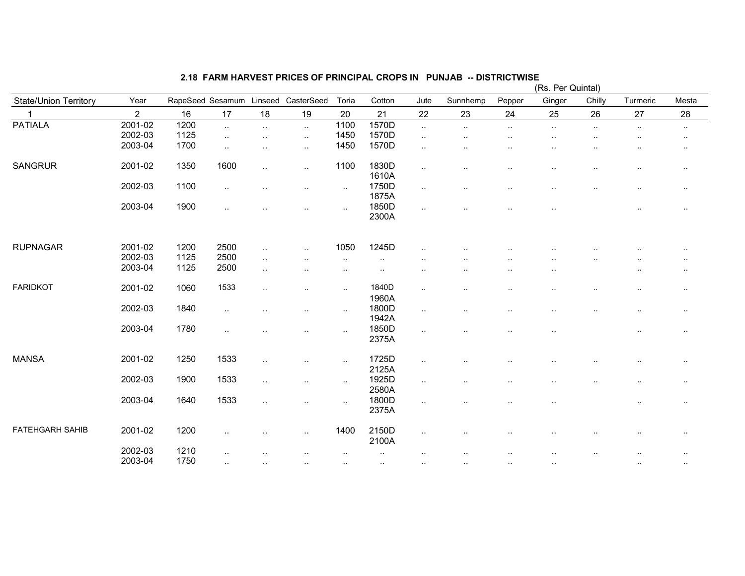## 2.18 FARM HARVEST PRICES OF PRINCIPAL CROPS IN PUNJAB -- DISTRICTWISE

(Rs. Per Quintal)

| State/Union Territory | Year | RapeSeed | Sesamum | Linseed | CasterSeed | Toria | Cotton | Jute | Sunnhemp | Pepper | Ginger | Chilly | Turmeric | Mesta |
|---|---|---|---|---|---|---|---|---|---|---|---|---|---|---|
| 1 | 2 | 16 | 17 | 18 | 19 | 20 | 21 | 22 | 23 | 24 | 25 | 26 | 27 | 28 |
| PATIALA | 2001-02 | 1200 | .. | .. | .. | 1100 | 1570D | .. | .. | .. | .. | .. | .. | .. |
| | 2002-03 | 1125 | .. | .. | .. | 1450 | 1570D | .. | .. | .. | .. | .. | .. | .. |
| | 2003-04 | 1700 | .. | .. | .. | 1450 | 1570D | .. | .. | .. | .. | .. | .. | .. |
| SANGRUR | 2001-02 | 1350 | 1600 | .. | .. | 1100 | 1830D 1610A | .. | .. | .. | .. | .. | .. | .. |
| | 2002-03 | 1100 | .. | .. | .. | .. | 1750D 1875A | .. | .. | .. | .. | .. | .. | .. |
| | 2003-04 | 1900 | .. | .. | .. | .. | 1850D 2300A | .. | .. | .. | .. | | .. | .. |
| RUPNAGAR | 2001-02 | 1200 | 2500 | .. | .. | 1050 | 1245D | .. | .. | .. | .. | .. | .. | .. |
| | 2002-03 | 1125 | 2500 | .. | .. | .. | .. | .. | .. | .. | .. | .. | .. | .. |
| | 2003-04 | 1125 | 2500 | .. | .. | .. | .. | .. | .. | .. | .. | | .. | .. |
| FARIDKOT | 2001-02 | 1060 | 1533 | .. | .. | .. | 1840D 1960A | .. | .. | .. | .. | .. | .. | .. |
| | 2002-03 | 1840 | .. | .. | .. | .. | 1800D 1942A | .. | .. | .. | .. | .. | .. | .. |
| | 2003-04 | 1780 | .. | .. | .. | .. | 1850D 2375A | .. | .. | .. | .. | | .. | .. |
| MANSA | 2001-02 | 1250 | 1533 | .. | .. | .. | 1725D 2125A | .. | .. | .. | .. | .. | .. | .. |
| | 2002-03 | 1900 | 1533 | .. | .. | .. | 1925D 2580A | .. | .. | .. | .. | .. | .. | .. |
| | 2003-04 | 1640 | 1533 | .. | .. | .. | 1800D 2375A | .. | .. | .. | .. | | .. | .. |
| FATEHGARH SAHIB | 2001-02 | 1200 | .. | .. | .. | 1400 | 2150D 2100A | .. | .. | .. | .. | .. | .. | .. |
| | 2002-03 | 1210 | .. | .. | .. | .. | .. | .. | .. | .. | .. | .. | .. | .. |
| | 2003-04 | 1750 | .. | .. | .. | .. | .. | .. | .. | .. | .. | | .. | .. |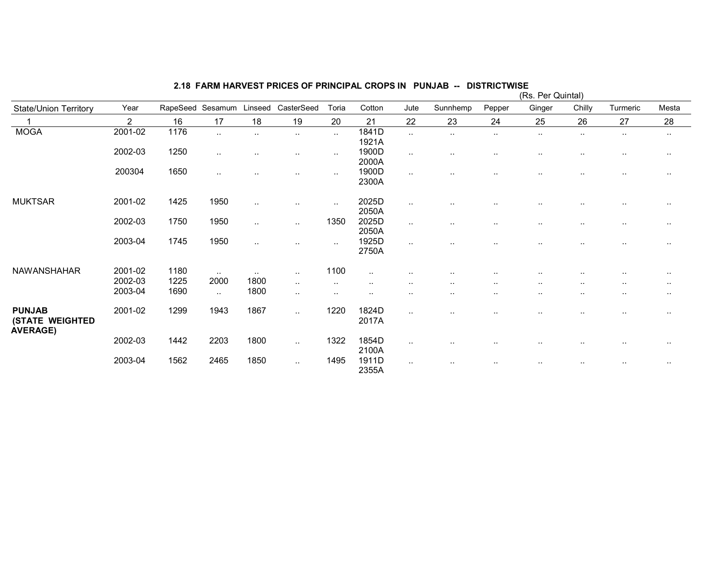## 2.18 FARM HARVEST PRICES OF PRINCIPAL CROPS IN PUNJAB -- DISTRICTWISE

(Rs. Per Quintal)

| State/Union Territory | Year | RapeSeed | Sesamum | Linseed | CasterSeed | Toria | Cotton | Jute | Sunnhemp | Pepper | Ginger | Chilly | Turmeric | Mesta |
|---|---|---|---|---|---|---|---|---|---|---|---|---|---|---|
| 1 | 2 | 16 | 17 | 18 | 19 | 20 | 21 | 22 | 23 | 24 | 25 | 26 | 27 | 28 |
| MOGA | 2001-02 | 1176 | .. | .. | .. | .. | 1841D 1921A | .. | .. | .. | .. | .. | .. | .. |
| | 2002-03 | 1250 | .. | .. | .. | .. | 1900D 2000A | .. | .. | .. | .. | .. | .. | .. |
| | 200304 | 1650 | .. | .. | .. | .. | 1900D 2300A | .. | .. | .. | .. | .. | .. | .. |
| MUKTSAR | 2001-02 | 1425 | 1950 | .. | .. | .. | 2025D 2050A | .. | .. | .. | .. | .. | .. | .. |
| | 2002-03 | 1750 | 1950 | .. | .. | 1350 | 2025D 2050A | .. | .. | .. | .. | .. | .. | .. |
| | 2003-04 | 1745 | 1950 | .. | .. | .. | 1925D 2750A | .. | .. | .. | .. | .. | .. | .. |
| NAWANSHAHAR | 2001-02 | 1180 | .. | .. | .. | 1100 | .. | .. | .. | .. | .. | .. | .. | .. |
| | 2002-03 | 1225 | 2000 | 1800 | .. | .. | .. | .. | .. | .. | .. | .. | .. | .. |
| | 2003-04 | 1690 | .. | 1800 | .. | .. | .. | .. | .. | .. | .. | .. | .. | .. |
| **PUNJAB (STATE WEIGHTED AVERAGE)** | 2001-02 | 1299 | 1943 | 1867 | .. | 1220 | 1824D 2017A | .. | .. | .. | .. | .. | .. | .. |
| | 2002-03 | 1442 | 2203 | 1800 | .. | 1322 | 1854D 2100A | .. | .. | .. | .. | .. | .. | .. |
| | 2003-04 | 1562 | 2465 | 1850 | .. | 1495 | 1911D 2355A | .. | .. | .. | .. | .. | .. | .. |